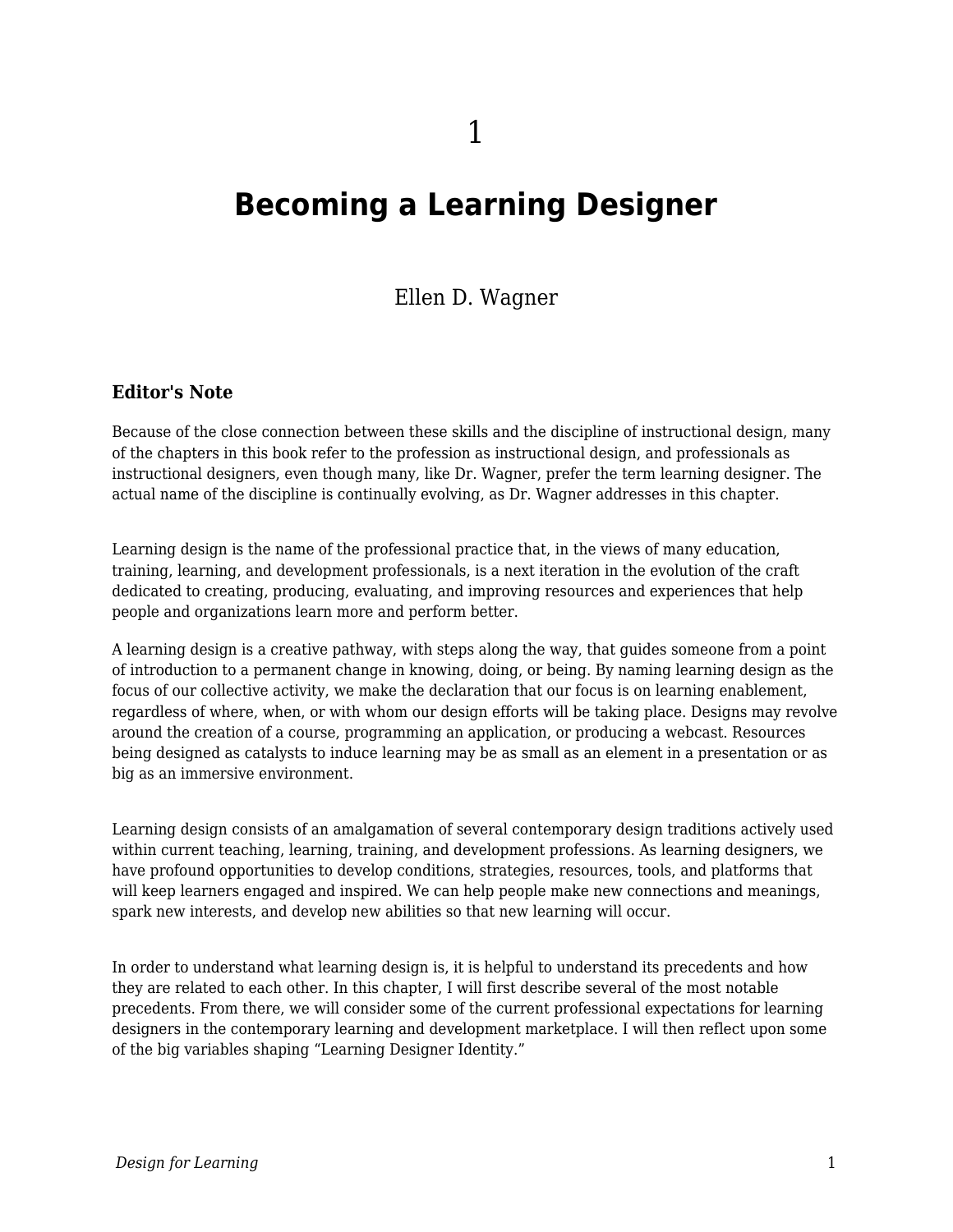# 1

# Becoming a Learning Designer

Ellen D. Wagner

### Editor's Note

Because of the close connection between these skills and the discipline of instructional design, many of the chapters in this book refer to the profession as instructional design, and professionals as instructional designers, even though many, like Dr. Wagner, prefer the term learning designer. The actual name of the discipline is continually evolving, as Dr. Wagner addresses in this chapter.

Learning design is the name of the professional practice that, in the views of many education, training, learning, and development professionals, is a next iteration in the evolution of the craft dedicated to creating, producing, evaluating, and improving resources and experiences that help people and organizations learn more and perform better.

A learning design is a creative pathway, with steps along the way, that guides someone from a point of introduction to a permanent change in knowing, doing, or being. By naming learning design as the focus of our collective activity, we make the declaration that our focus is on learning enablement, regardless of where, when, or with whom our design efforts will be taking place. Designs may revolve around the creation of a course, programming an application, or producing a webcast. Resources being designed as catalysts to induce learning may be as small as an element in a presentation or as big as an immersive environment.

Learning design consists of an amalgamation of several contemporary design traditions actively used within current teaching, learning, training, and development professions. As learning designers, we have profound opportunities to develop conditions, strategies, resources, tools, and platforms that will keep learners engaged and inspired. We can help people make new connections and meanings, spark new interests, and develop new abilities so that new learning will occur.

In order to understand what learning design is, it is helpful to understand its precedents and how they are related to each other. In this chapter, I will first describe several of the most notable precedents. From there, we will consider some of the current professional expectations for learning designers in the contemporary learning and development marketplace. I will then reflect upon some of the big variables shaping “Learning Designer Identity.”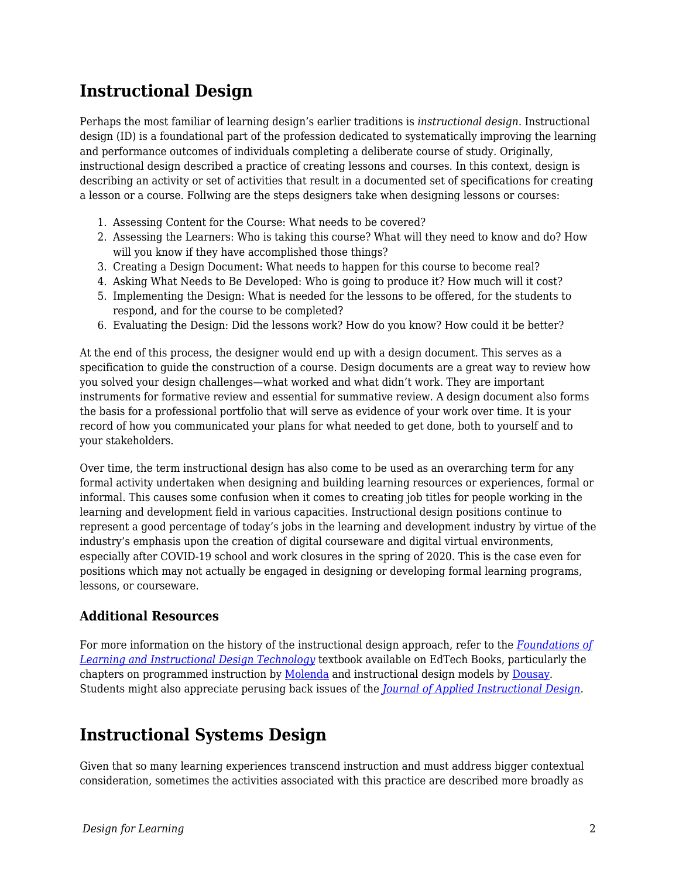## Instructional Design

Perhaps the most familiar of learning design's earlier traditions is *instructional design*. Instructional design (ID) is a foundational part of the profession dedicated to systematically improving the learning and performance outcomes of individuals completing a deliberate course of study. Originally, instructional design described a practice of creating lessons and courses. In this context, design is describing an activity or set of activities that result in a documented set of specifications for creating a lesson or a course. Follwing are the steps designers take when designing lessons or courses:

1. Assessing Content for the Course: What needs to be covered?
2. Assessing the Learners: Who is taking this course? What will they need to know and do? How will you know if they have accomplished those things?
3. Creating a Design Document: What needs to happen for this course to become real?
4. Asking What Needs to Be Developed: Who is going to produce it? How much will it cost?
5. Implementing the Design: What is needed for the lessons to be offered, for the students to respond, and for the course to be completed?
6. Evaluating the Design: Did the lessons work? How do you know? How could it be better?

At the end of this process, the designer would end up with a design document. This serves as a specification to guide the construction of a course. Design documents are a great way to review how you solved your design challenges—what worked and what didn't work. They are important instruments for formative review and essential for summative review. A design document also forms the basis for a professional portfolio that will serve as evidence of your work over time. It is your record of how you communicated your plans for what needed to get done, both to yourself and to your stakeholders.

Over time, the term instructional design has also come to be used as an overarching term for any formal activity undertaken when designing and building learning resources or experiences, formal or informal. This causes some confusion when it comes to creating job titles for people working in the learning and development field in various capacities. Instructional design positions continue to represent a good percentage of today's jobs in the learning and development industry by virtue of the industry's emphasis upon the creation of digital courseware and digital virtual environments, especially after COVID-19 school and work closures in the spring of 2020. This is the case even for positions which may not actually be engaged in designing or developing formal learning programs, lessons, or courseware.

### Additional Resources

For more information on the history of the instructional design approach, refer to the *Foundations of Learning and Instructional Design Technology* textbook available on EdTech Books, particularly the chapters on programmed instruction by Molenda and instructional design models by Dousay. Students might also appreciate perusing back issues of the *Journal of Applied Instructional Design*.

## Instructional Systems Design

Given that so many learning experiences transcend instruction and must address bigger contextual consideration, sometimes the activities associated with this practice are described more broadly as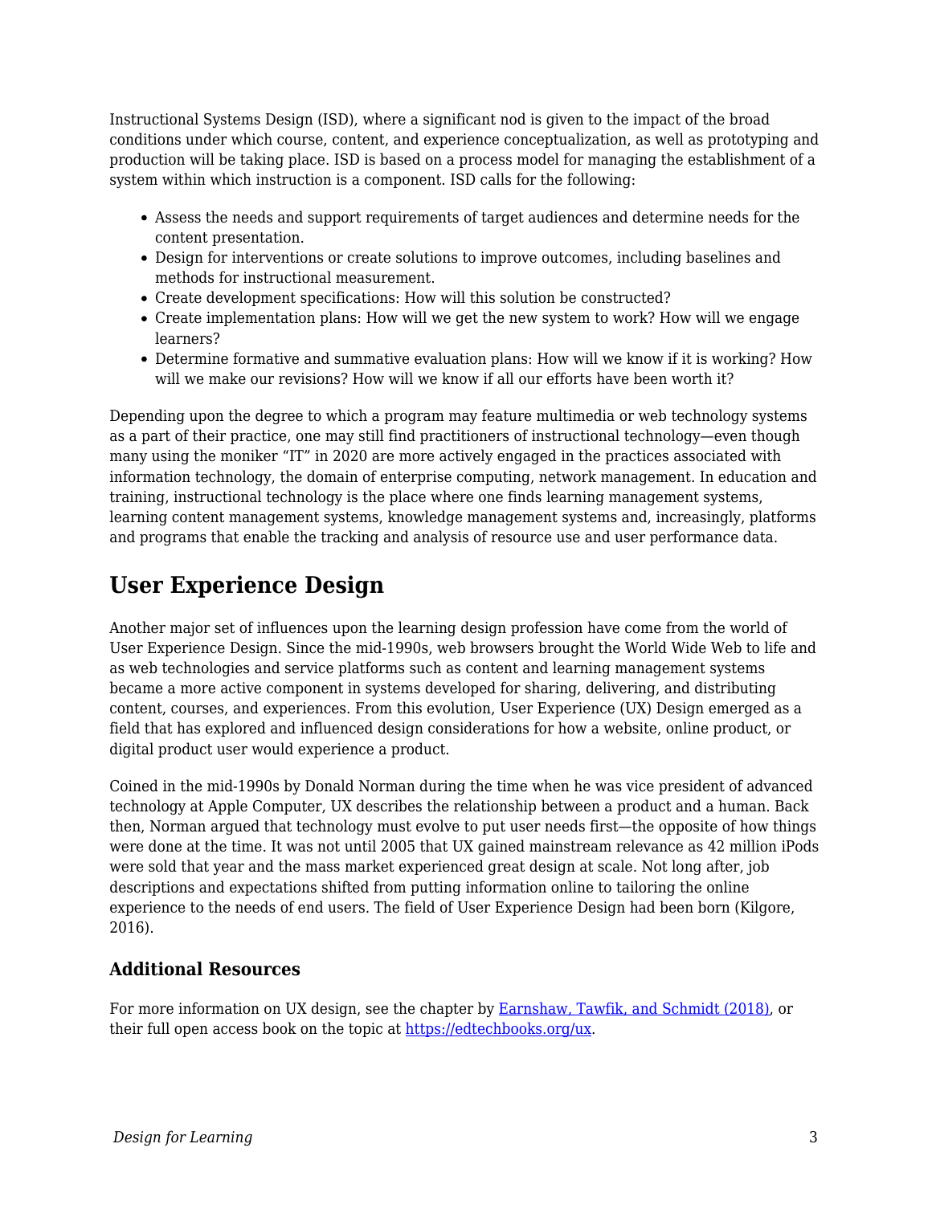Instructional Systems Design (ISD), where a significant nod is given to the impact of the broad conditions under which course, content, and experience conceptualization, as well as prototyping and production will be taking place. ISD is based on a process model for managing the establishment of a system within which instruction is a component. ISD calls for the following:

- Assess the needs and support requirements of target audiences and determine needs for the content presentation.
- Design for interventions or create solutions to improve outcomes, including baselines and methods for instructional measurement.
- Create development specifications: How will this solution be constructed?
- Create implementation plans: How will we get the new system to work? How will we engage learners?
- Determine formative and summative evaluation plans: How will we know if it is working? How will we make our revisions? How will we know if all our efforts have been worth it?

Depending upon the degree to which a program may feature multimedia or web technology systems as a part of their practice, one may still find practitioners of instructional technology—even though many using the moniker "IT" in 2020 are more actively engaged in the practices associated with information technology, the domain of enterprise computing, network management. In education and training, instructional technology is the place where one finds learning management systems, learning content management systems, knowledge management systems and, increasingly, platforms and programs that enable the tracking and analysis of resource use and user performance data.

## User Experience Design

Another major set of influences upon the learning design profession have come from the world of User Experience Design. Since the mid-1990s, web browsers brought the World Wide Web to life and as web technologies and service platforms such as content and learning management systems became a more active component in systems developed for sharing, delivering, and distributing content, courses, and experiences. From this evolution, User Experience (UX) Design emerged as a field that has explored and influenced design considerations for how a website, online product, or digital product user would experience a product.

Coined in the mid-1990s by Donald Norman during the time when he was vice president of advanced technology at Apple Computer, UX describes the relationship between a product and a human. Back then, Norman argued that technology must evolve to put user needs first—the opposite of how things were done at the time. It was not until 2005 that UX gained mainstream relevance as 42 million iPods were sold that year and the mass market experienced great design at scale. Not long after, job descriptions and expectations shifted from putting information online to tailoring the online experience to the needs of end users. The field of User Experience Design had been born (Kilgore, 2016).

### Additional Resources

For more information on UX design, see the chapter by Earnshaw, Tawfik, and Schmidt (2018), or their full open access book on the topic at https://edtechbooks.org/ux.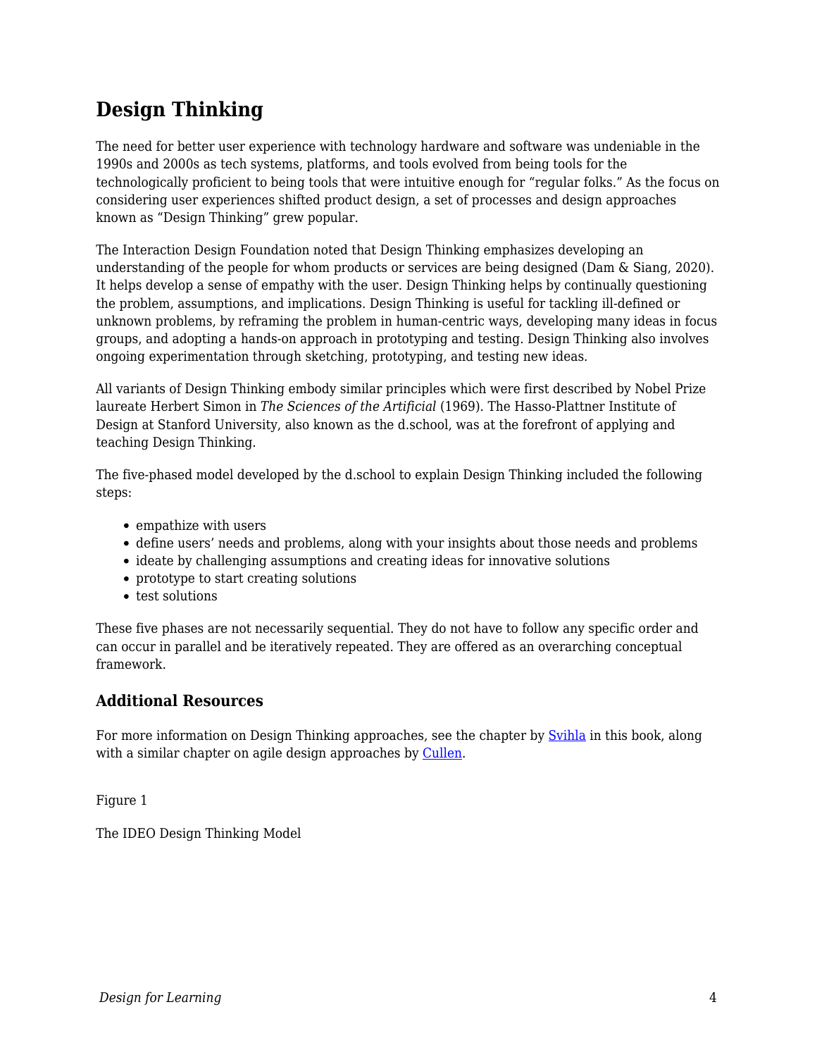## Design Thinking

The need for better user experience with technology hardware and software was undeniable in the 1990s and 2000s as tech systems, platforms, and tools evolved from being tools for the technologically proficient to being tools that were intuitive enough for "regular folks." As the focus on considering user experiences shifted product design, a set of processes and design approaches known as "Design Thinking" grew popular.

The Interaction Design Foundation noted that Design Thinking emphasizes developing an understanding of the people for whom products or services are being designed (Dam & Siang, 2020). It helps develop a sense of empathy with the user. Design Thinking helps by continually questioning the problem, assumptions, and implications. Design Thinking is useful for tackling ill-defined or unknown problems, by reframing the problem in human-centric ways, developing many ideas in focus groups, and adopting a hands-on approach in prototyping and testing. Design Thinking also involves ongoing experimentation through sketching, prototyping, and testing new ideas.

All variants of Design Thinking embody similar principles which were first described by Nobel Prize laureate Herbert Simon in *The Sciences of the Artificial* (1969). The Hasso-Plattner Institute of Design at Stanford University, also known as the d.school, was at the forefront of applying and teaching Design Thinking.

The five-phased model developed by the d.school to explain Design Thinking included the following steps:

- empathize with users
- define users' needs and problems, along with your insights about those needs and problems
- ideate by challenging assumptions and creating ideas for innovative solutions
- prototype to start creating solutions
- test solutions

These five phases are not necessarily sequential. They do not have to follow any specific order and can occur in parallel and be iteratively repeated. They are offered as an overarching conceptual framework.

### Additional Resources

For more information on Design Thinking approaches, see the chapter by Svihla in this book, along with a similar chapter on agile design approaches by Cullen.

Figure 1

The IDEO Design Thinking Model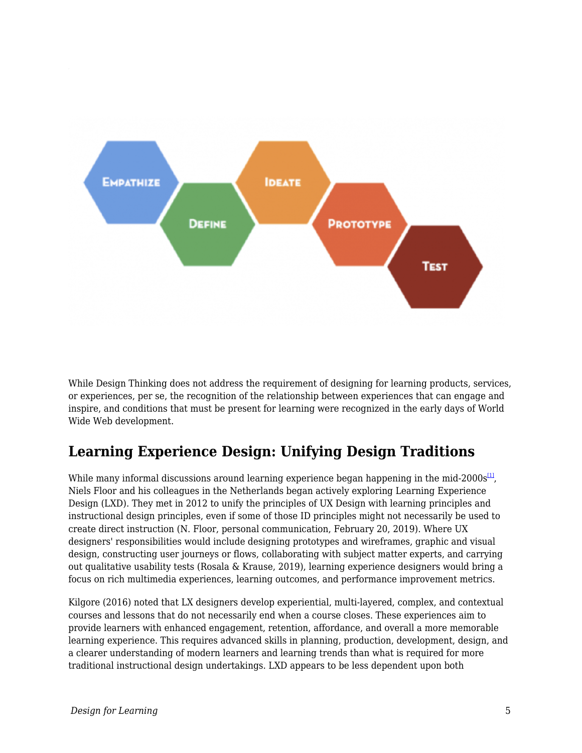While Design Thinking does not address the requirement of designing for learning products, services, or experiences, per se, the recognition of the relationship between experiences that can engage and inspire, and conditions that must be present for learning were recognized in the early days of World Wide Web development.

## Learning Experience Design: Unifying Design Traditions

While many informal discussions around learning experience began happening in the mid-2000s[1], Niels Floor and his colleagues in the Netherlands began actively exploring Learning Experience Design (LXD). They met in 2012 to unify the principles of UX Design with learning principles and instructional design principles, even if some of those ID principles might not necessarily be used to create direct instruction (N. Floor, personal communication, February 20, 2019). Where UX designers' responsibilities would include designing prototypes and wireframes, graphic and visual design, constructing user journeys or flows, collaborating with subject matter experts, and carrying out qualitative usability tests (Rosala & Krause, 2019), learning experience designers would bring a focus on rich multimedia experiences, learning outcomes, and performance improvement metrics.

Kilgore (2016) noted that LX designers develop experiential, multi-layered, complex, and contextual courses and lessons that do not necessarily end when a course closes. These experiences aim to provide learners with enhanced engagement, retention, affordance, and overall a more memorable learning experience. This requires advanced skills in planning, production, development, design, and a clearer understanding of modern learners and learning trends than what is required for more traditional instructional design undertakings. LXD appears to be less dependent upon both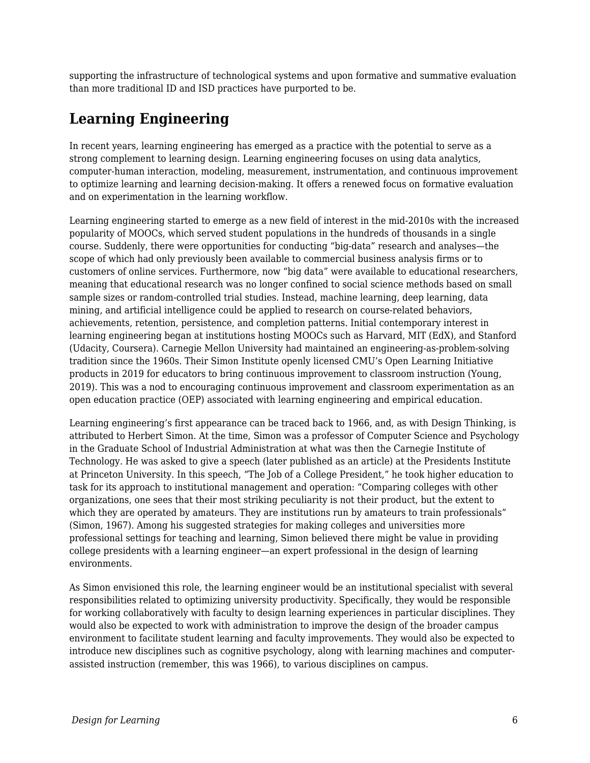supporting the infrastructure of technological systems and upon formative and summative evaluation than more traditional ID and ISD practices have purported to be.

## Learning Engineering

In recent years, learning engineering has emerged as a practice with the potential to serve as a strong complement to learning design. Learning engineering focuses on using data analytics, computer-human interaction, modeling, measurement, instrumentation, and continuous improvement to optimize learning and learning decision-making. It offers a renewed focus on formative evaluation and on experimentation in the learning workflow.

Learning engineering started to emerge as a new field of interest in the mid-2010s with the increased popularity of MOOCs, which served student populations in the hundreds of thousands in a single course. Suddenly, there were opportunities for conducting "big-data" research and analyses—the scope of which had only previously been available to commercial business analysis firms or to customers of online services. Furthermore, now "big data" were available to educational researchers, meaning that educational research was no longer confined to social science methods based on small sample sizes or random-controlled trial studies. Instead, machine learning, deep learning, data mining, and artificial intelligence could be applied to research on course-related behaviors, achievements, retention, persistence, and completion patterns. Initial contemporary interest in learning engineering began at institutions hosting MOOCs such as Harvard, MIT (EdX), and Stanford (Udacity, Coursera). Carnegie Mellon University had maintained an engineering-as-problem-solving tradition since the 1960s. Their Simon Institute openly licensed CMU's Open Learning Initiative products in 2019 for educators to bring continuous improvement to classroom instruction (Young, 2019). This was a nod to encouraging continuous improvement and classroom experimentation as an open education practice (OEP) associated with learning engineering and empirical education.

Learning engineering's first appearance can be traced back to 1966, and, as with Design Thinking, is attributed to Herbert Simon. At the time, Simon was a professor of Computer Science and Psychology in the Graduate School of Industrial Administration at what was then the Carnegie Institute of Technology. He was asked to give a speech (later published as an article) at the Presidents Institute at Princeton University. In this speech, "The Job of a College President," he took higher education to task for its approach to institutional management and operation: "Comparing colleges with other organizations, one sees that their most striking peculiarity is not their product, but the extent to which they are operated by amateurs. They are institutions run by amateurs to train professionals" (Simon, 1967). Among his suggested strategies for making colleges and universities more professional settings for teaching and learning, Simon believed there might be value in providing college presidents with a learning engineer—an expert professional in the design of learning environments.

As Simon envisioned this role, the learning engineer would be an institutional specialist with several responsibilities related to optimizing university productivity. Specifically, they would be responsible for working collaboratively with faculty to design learning experiences in particular disciplines. They would also be expected to work with administration to improve the design of the broader campus environment to facilitate student learning and faculty improvements. They would also be expected to introduce new disciplines such as cognitive psychology, along with learning machines and computer-assisted instruction (remember, this was 1966), to various disciplines on campus.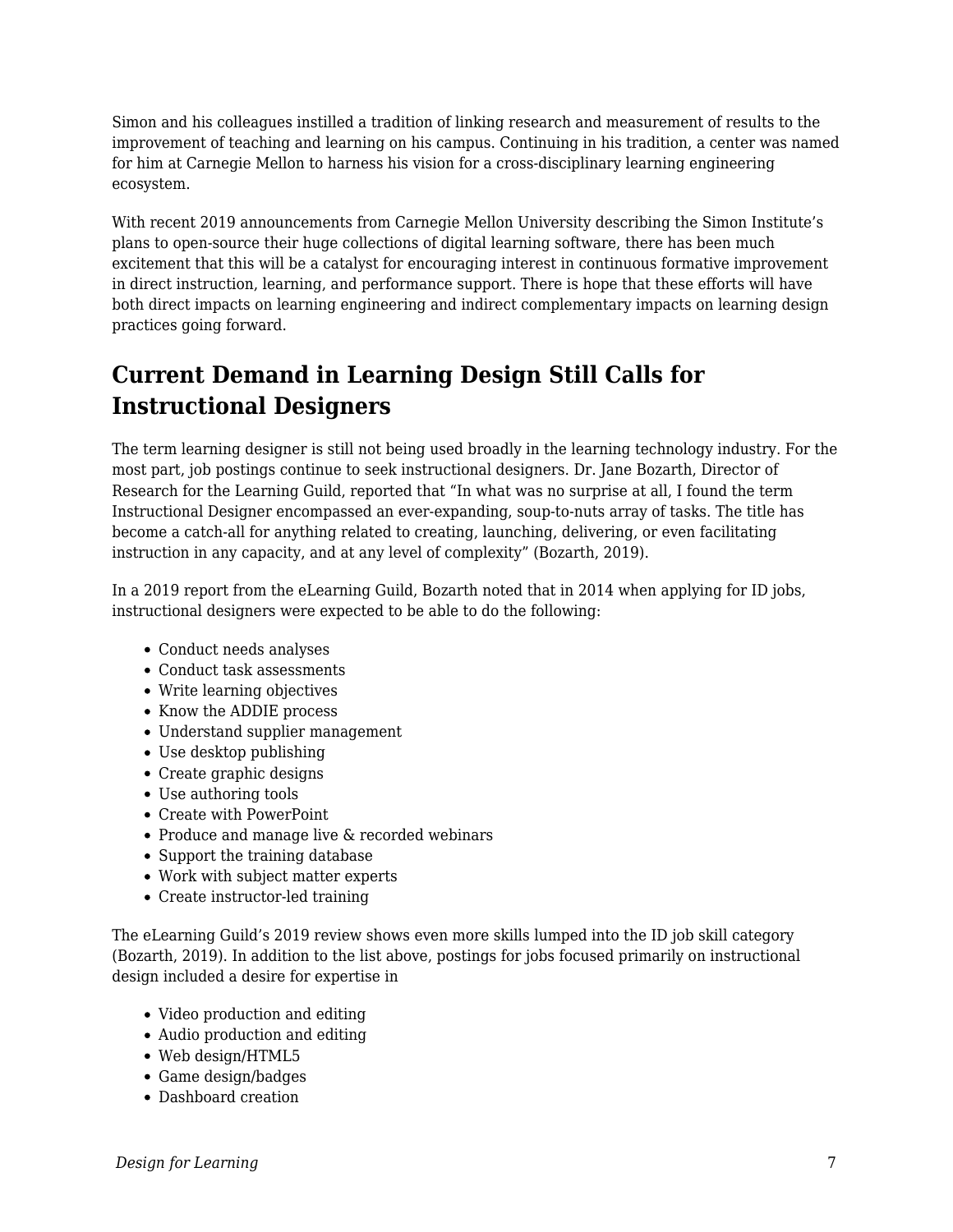Simon and his colleagues instilled a tradition of linking research and measurement of results to the improvement of teaching and learning on his campus. Continuing in his tradition, a center was named for him at Carnegie Mellon to harness his vision for a cross-disciplinary learning engineering ecosystem.

With recent 2019 announcements from Carnegie Mellon University describing the Simon Institute's plans to open-source their huge collections of digital learning software, there has been much excitement that this will be a catalyst for encouraging interest in continuous formative improvement in direct instruction, learning, and performance support. There is hope that these efforts will have both direct impacts on learning engineering and indirect complementary impacts on learning design practices going forward.

## Current Demand in Learning Design Still Calls for Instructional Designers

The term learning designer is still not being used broadly in the learning technology industry. For the most part, job postings continue to seek instructional designers. Dr. Jane Bozarth, Director of Research for the Learning Guild, reported that "In what was no surprise at all, I found the term Instructional Designer encompassed an ever-expanding, soup-to-nuts array of tasks. The title has become a catch-all for anything related to creating, launching, delivering, or even facilitating instruction in any capacity, and at any level of complexity" (Bozarth, 2019).

In a 2019 report from the eLearning Guild, Bozarth noted that in 2014 when applying for ID jobs, instructional designers were expected to be able to do the following:

- Conduct needs analyses
- Conduct task assessments
- Write learning objectives
- Know the ADDIE process
- Understand supplier management
- Use desktop publishing
- Create graphic designs
- Use authoring tools
- Create with PowerPoint
- Produce and manage live & recorded webinars
- Support the training database
- Work with subject matter experts
- Create instructor-led training

The eLearning Guild's 2019 review shows even more skills lumped into the ID job skill category (Bozarth, 2019). In addition to the list above, postings for jobs focused primarily on instructional design included a desire for expertise in

- Video production and editing
- Audio production and editing
- Web design/HTML5
- Game design/badges
- Dashboard creation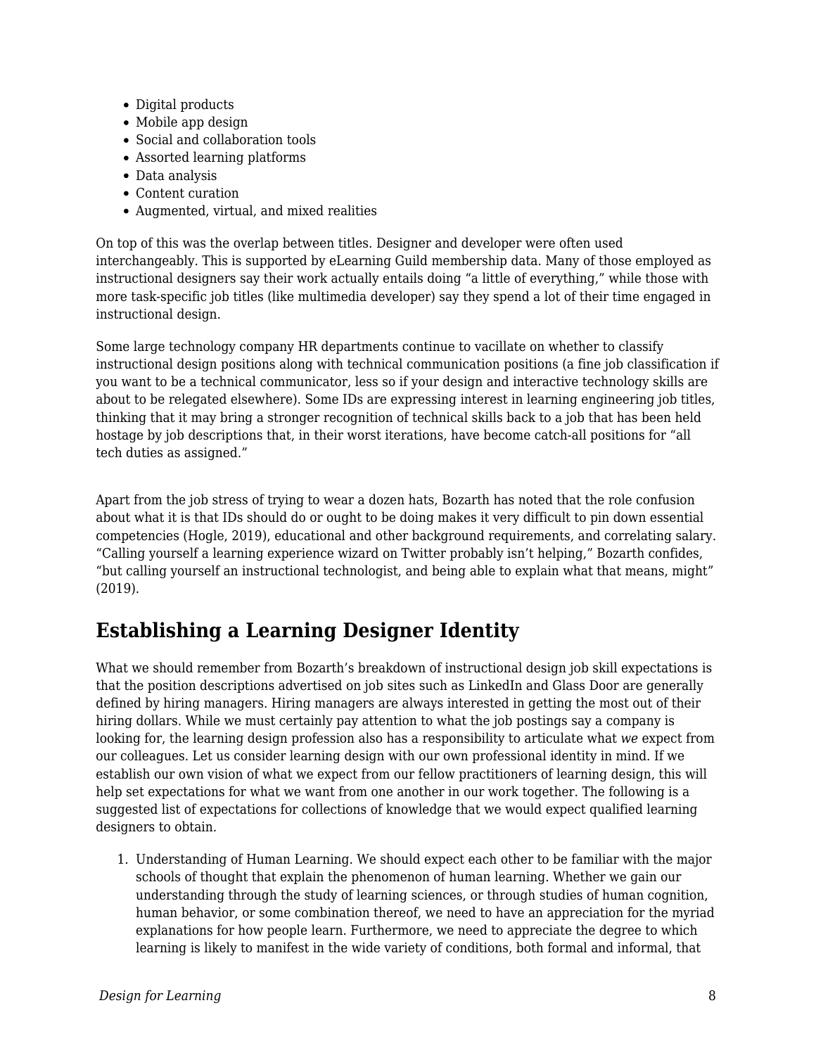- Digital products
- Mobile app design
- Social and collaboration tools
- Assorted learning platforms
- Data analysis
- Content curation
- Augmented, virtual, and mixed realities

On top of this was the overlap between titles. Designer and developer were often used interchangeably. This is supported by eLearning Guild membership data. Many of those employed as instructional designers say their work actually entails doing "a little of everything," while those with more task-specific job titles (like multimedia developer) say they spend a lot of their time engaged in instructional design.

Some large technology company HR departments continue to vacillate on whether to classify instructional design positions along with technical communication positions (a fine job classification if you want to be a technical communicator, less so if your design and interactive technology skills are about to be relegated elsewhere). Some IDs are expressing interest in learning engineering job titles, thinking that it may bring a stronger recognition of technical skills back to a job that has been held hostage by job descriptions that, in their worst iterations, have become catch-all positions for "all tech duties as assigned."

Apart from the job stress of trying to wear a dozen hats, Bozarth has noted that the role confusion about what it is that IDs should do or ought to be doing makes it very difficult to pin down essential competencies (Hogle, 2019), educational and other background requirements, and correlating salary. "Calling yourself a learning experience wizard on Twitter probably isn't helping," Bozarth confides, "but calling yourself an instructional technologist, and being able to explain what that means, might" (2019).

## Establishing a Learning Designer Identity

What we should remember from Bozarth's breakdown of instructional design job skill expectations is that the position descriptions advertised on job sites such as LinkedIn and Glass Door are generally defined by hiring managers. Hiring managers are always interested in getting the most out of their hiring dollars. While we must certainly pay attention to what the job postings say a company is looking for, the learning design profession also has a responsibility to articulate what *we* expect from our colleagues. Let us consider learning design with our own professional identity in mind. If we establish our own vision of what we expect from our fellow practitioners of learning design, this will help set expectations for what we want from one another in our work together. The following is a suggested list of expectations for collections of knowledge that we would expect qualified learning designers to obtain.

1. Understanding of Human Learning. We should expect each other to be familiar with the major schools of thought that explain the phenomenon of human learning. Whether we gain our understanding through the study of learning sciences, or through studies of human cognition, human behavior, or some combination thereof, we need to have an appreciation for the myriad explanations for how people learn. Furthermore, we need to appreciate the degree to which learning is likely to manifest in the wide variety of conditions, both formal and informal, that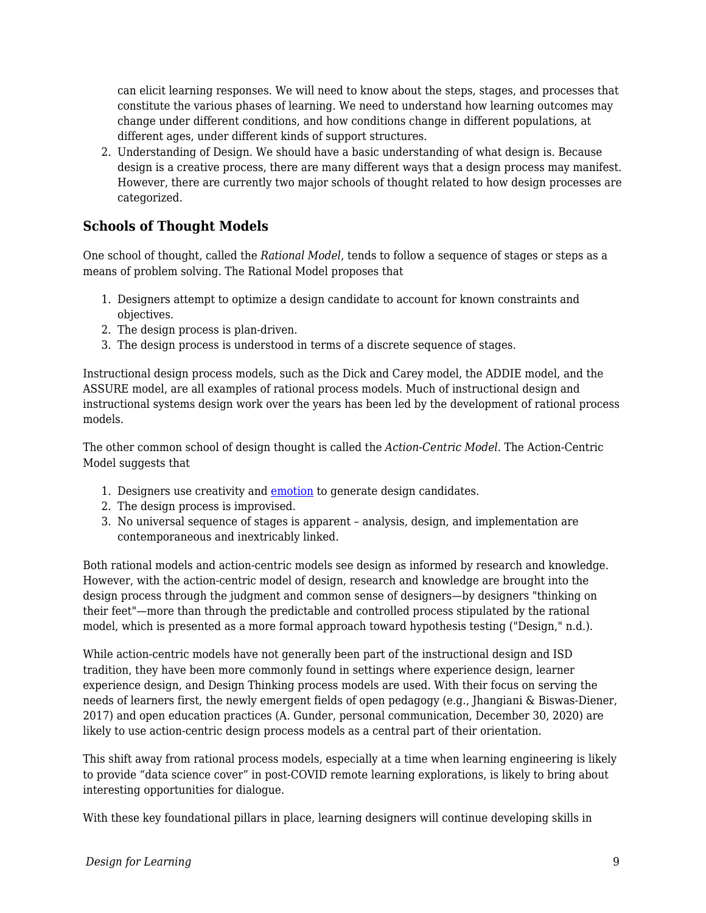can elicit learning responses. We will need to know about the steps, stages, and processes that constitute the various phases of learning. We need to understand how learning outcomes may change under different conditions, and how conditions change in different populations, at different ages, under different kinds of support structures.

2. Understanding of Design. We should have a basic understanding of what design is. Because design is a creative process, there are many different ways that a design process may manifest. However, there are currently two major schools of thought related to how design processes are categorized.

### Schools of Thought Models

One school of thought, called the *Rational Model*, tends to follow a sequence of stages or steps as a means of problem solving. The Rational Model proposes that

1. Designers attempt to optimize a design candidate to account for known constraints and objectives.
2. The design process is plan-driven.
3. The design process is understood in terms of a discrete sequence of stages.

Instructional design process models, such as the Dick and Carey model, the ADDIE model, and the ASSURE model, are all examples of rational process models. Much of instructional design and instructional systems design work over the years has been led by the development of rational process models.

The other common school of design thought is called the *Action-Centric Model*. The Action-Centric Model suggests that

1. Designers use creativity and emotion to generate design candidates.
2. The design process is improvised.
3. No universal sequence of stages is apparent – analysis, design, and implementation are contemporaneous and inextricably linked.

Both rational models and action-centric models see design as informed by research and knowledge. However, with the action-centric model of design, research and knowledge are brought into the design process through the judgment and common sense of designers—by designers "thinking on their feet"—more than through the predictable and controlled process stipulated by the rational model, which is presented as a more formal approach toward hypothesis testing ("Design," n.d.).

While action-centric models have not generally been part of the instructional design and ISD tradition, they have been more commonly found in settings where experience design, learner experience design, and Design Thinking process models are used. With their focus on serving the needs of learners first, the newly emergent fields of open pedagogy (e.g., Jhangiani & Biswas-Diener, 2017) and open education practices (A. Gunder, personal communication, December 30, 2020) are likely to use action-centric design process models as a central part of their orientation.

This shift away from rational process models, especially at a time when learning engineering is likely to provide "data science cover" in post-COVID remote learning explorations, is likely to bring about interesting opportunities for dialogue.

With these key foundational pillars in place, learning designers will continue developing skills in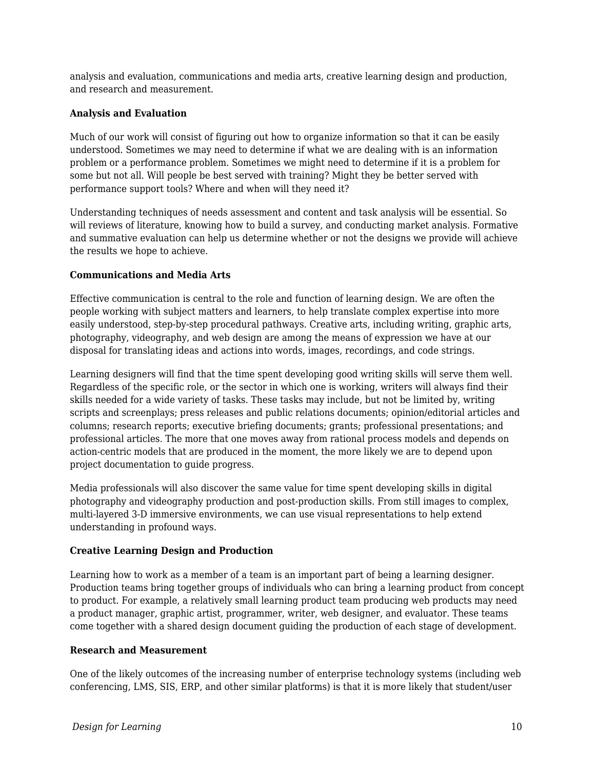analysis and evaluation, communications and media arts, creative learning design and production, and research and measurement.

**Analysis and Evaluation**

Much of our work will consist of figuring out how to organize information so that it can be easily understood. Sometimes we may need to determine if what we are dealing with is an information problem or a performance problem. Sometimes we might need to determine if it is a problem for some but not all. Will people be best served with training? Might they be better served with performance support tools? Where and when will they need it?

Understanding techniques of needs assessment and content and task analysis will be essential. So will reviews of literature, knowing how to build a survey, and conducting market analysis. Formative and summative evaluation can help us determine whether or not the designs we provide will achieve the results we hope to achieve.

**Communications and Media Arts**

Effective communication is central to the role and function of learning design. We are often the people working with subject matters and learners, to help translate complex expertise into more easily understood, step-by-step procedural pathways. Creative arts, including writing, graphic arts, photography, videography, and web design are among the means of expression we have at our disposal for translating ideas and actions into words, images, recordings, and code strings.

Learning designers will find that the time spent developing good writing skills will serve them well. Regardless of the specific role, or the sector in which one is working, writers will always find their skills needed for a wide variety of tasks. These tasks may include, but not be limited by, writing scripts and screenplays; press releases and public relations documents; opinion/editorial articles and columns; research reports; executive briefing documents; grants; professional presentations; and professional articles. The more that one moves away from rational process models and depends on action-centric models that are produced in the moment, the more likely we are to depend upon project documentation to guide progress.

Media professionals will also discover the same value for time spent developing skills in digital photography and videography production and post-production skills. From still images to complex, multi-layered 3-D immersive environments, we can use visual representations to help extend understanding in profound ways.

**Creative Learning Design and Production**

Learning how to work as a member of a team is an important part of being a learning designer. Production teams bring together groups of individuals who can bring a learning product from concept to product. For example, a relatively small learning product team producing web products may need a product manager, graphic artist, programmer, writer, web designer, and evaluator. These teams come together with a shared design document guiding the production of each stage of development.

**Research and Measurement**

One of the likely outcomes of the increasing number of enterprise technology systems (including web conferencing, LMS, SIS, ERP, and other similar platforms) is that it is more likely that student/user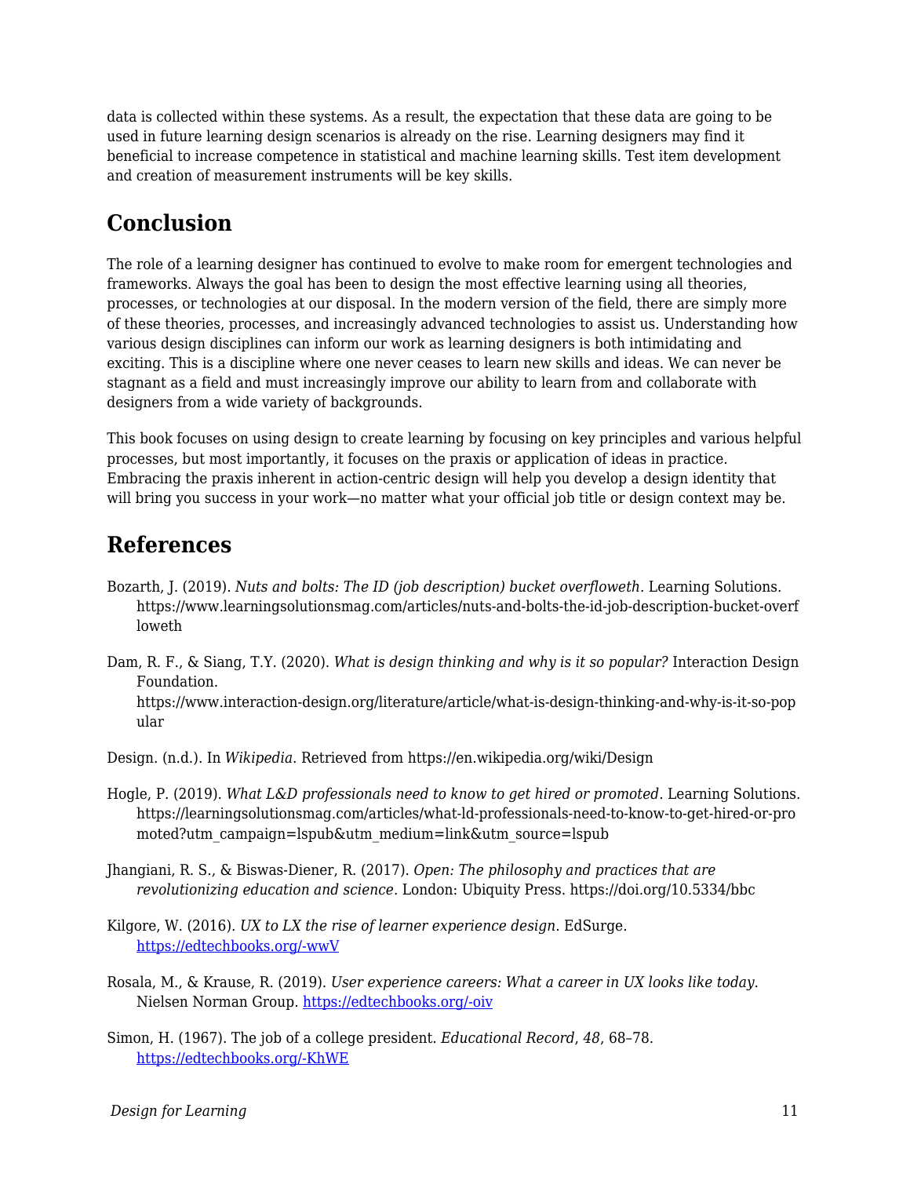data is collected within these systems. As a result, the expectation that these data are going to be used in future learning design scenarios is already on the rise. Learning designers may find it beneficial to increase competence in statistical and machine learning skills. Test item development and creation of measurement instruments will be key skills.

## Conclusion

The role of a learning designer has continued to evolve to make room for emergent technologies and frameworks. Always the goal has been to design the most effective learning using all theories, processes, or technologies at our disposal. In the modern version of the field, there are simply more of these theories, processes, and increasingly advanced technologies to assist us. Understanding how various design disciplines can inform our work as learning designers is both intimidating and exciting. This is a discipline where one never ceases to learn new skills and ideas. We can never be stagnant as a field and must increasingly improve our ability to learn from and collaborate with designers from a wide variety of backgrounds.

This book focuses on using design to create learning by focusing on key principles and various helpful processes, but most importantly, it focuses on the praxis or application of ideas in practice. Embracing the praxis inherent in action-centric design will help you develop a design identity that will bring you success in your work—no matter what your official job title or design context may be.

## References

Bozarth, J. (2019). *Nuts and bolts: The ID (job description) bucket overfloweth.* Learning Solutions. https://www.learningsolutionsmag.com/articles/nuts-and-bolts-the-id-job-description-bucket-overfloweth

Dam, R. F., & Siang, T.Y. (2020). *What is design thinking and why is it so popular?* Interaction Design Foundation. https://www.interaction-design.org/literature/article/what-is-design-thinking-and-why-is-it-so-popular

Design. (n.d.). In *Wikipedia*. Retrieved from https://en.wikipedia.org/wiki/Design

Hogle, P. (2019). *What L&D professionals need to know to get hired or promoted*. Learning Solutions. https://learningsolutionsmag.com/articles/what-ld-professionals-need-to-know-to-get-hired-or-promoted?utm_campaign=lspub&utm_medium=link&utm_source=lspub

Jhangiani, R. S., & Biswas-Diener, R. (2017). *Open: The philosophy and practices that are revolutionizing education and science*. London: Ubiquity Press. https://doi.org/10.5334/bbc

Kilgore, W. (2016). *UX to LX the rise of learner experience design*. EdSurge. https://edtechbooks.org/-wwV

Rosala, M., & Krause, R. (2019). *User experience careers: What a career in UX looks like today.* Nielsen Norman Group. https://edtechbooks.org/-oiv

Simon, H. (1967). The job of a college president. *Educational Record*, *48*, 68–78. https://edtechbooks.org/-KhWE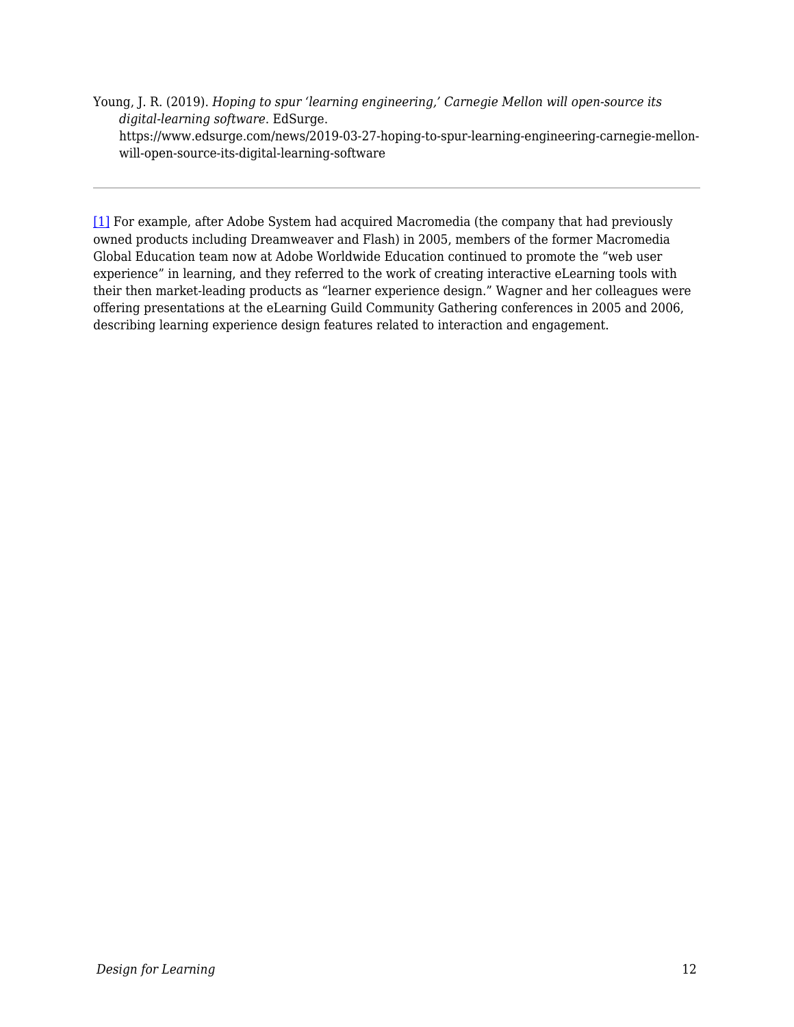Young, J. R. (2019). *Hoping to spur 'learning engineering,' Carnegie Mellon will open-source its digital-learning software*. EdSurge. https://www.edsurge.com/news/2019-03-27-hoping-to-spur-learning-engineering-carnegie-mellon-will-open-source-its-digital-learning-software

---

[1] For example, after Adobe System had acquired Macromedia (the company that had previously owned products including Dreamweaver and Flash) in 2005, members of the former Macromedia Global Education team now at Adobe Worldwide Education continued to promote the "web user experience" in learning, and they referred to the work of creating interactive eLearning tools with their then market-leading products as "learner experience design." Wagner and her colleagues were offering presentations at the eLearning Guild Community Gathering conferences in 2005 and 2006, describing learning experience design features related to interaction and engagement.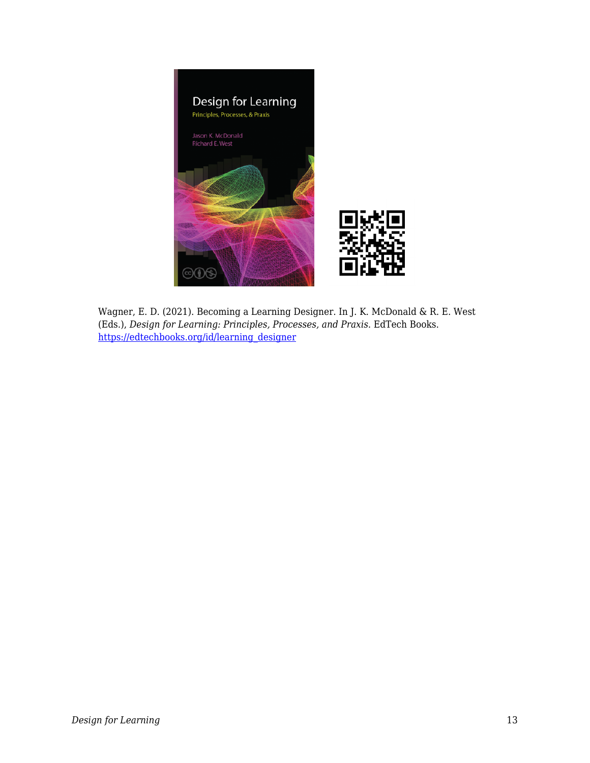Wagner, E. D. (2021). Becoming a Learning Designer. In J. K. McDonald & R. E. West (Eds.), *Design for Learning: Principles, Processes, and Praxis*. EdTech Books. https://edtechbooks.org/id/learning_designer